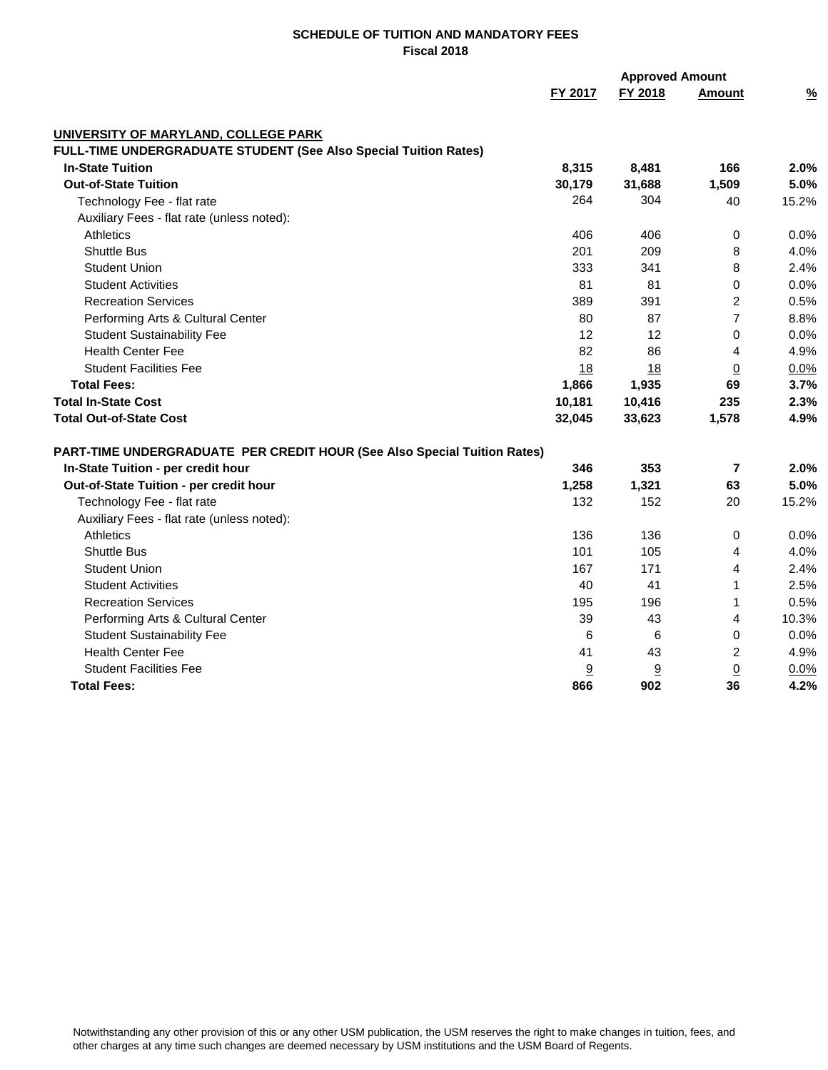**SCHEDULE OF TUITION AND MANDATORY FEES**
**Fiscal 2018**

| | | | Approved Amount | |
|---|---|---|---|---|
| | FY 2017 | FY 2018 | Amount | % |
| **UNIVERSITY OF MARYLAND, COLLEGE PARK** | | | | |
| **FULL-TIME UNDERGRADUATE STUDENT (See Also Special Tuition Rates)** | | | | |
| **In-State Tuition** | **8,315** | **8,481** | **166** | **2.0%** |
| **Out-of-State Tuition** | **30,179** | **31,688** | **1,509** | **5.0%** |
| Technology Fee - flat rate | 264 | 304 | 40 | 15.2% |
| Auxiliary Fees - flat rate (unless noted): | | | | |
| Athletics | 406 | 406 | 0 | 0.0% |
| Shuttle Bus | 201 | 209 | 8 | 4.0% |
| Student Union | 333 | 341 | 8 | 2.4% |
| Student Activities | 81 | 81 | 0 | 0.0% |
| Recreation Services | 389 | 391 | 2 | 0.5% |
| Performing Arts & Cultural Center | 80 | 87 | 7 | 8.8% |
| Student Sustainability Fee | 12 | 12 | 0 | 0.0% |
| Health Center Fee | 82 | 86 | 4 | 4.9% |
| Student Facilities Fee | 18 | 18 | 0 | 0.0% |
| **Total Fees:** | **1,866** | **1,935** | **69** | **3.7%** |
| **Total In-State Cost** | **10,181** | **10,416** | **235** | **2.3%** |
| **Total Out-of-State Cost** | **32,045** | **33,623** | **1,578** | **4.9%** |
| **PART-TIME UNDERGRADUATE PER CREDIT HOUR (See Also Special Tuition Rates)** | | | | |
| **In-State Tuition - per credit hour** | **346** | **353** | **7** | **2.0%** |
| **Out-of-State Tuition - per credit hour** | **1,258** | **1,321** | **63** | **5.0%** |
| Technology Fee - flat rate | 132 | 152 | 20 | 15.2% |
| Auxiliary Fees - flat rate (unless noted): | | | | |
| Athletics | 136 | 136 | 0 | 0.0% |
| Shuttle Bus | 101 | 105 | 4 | 4.0% |
| Student Union | 167 | 171 | 4 | 2.4% |
| Student Activities | 40 | 41 | 1 | 2.5% |
| Recreation Services | 195 | 196 | 1 | 0.5% |
| Performing Arts & Cultural Center | 39 | 43 | 4 | 10.3% |
| Student Sustainability Fee | 6 | 6 | 0 | 0.0% |
| Health Center Fee | 41 | 43 | 2 | 4.9% |
| Student Facilities Fee | 9 | 9 | 0 | 0.0% |
| **Total Fees:** | **866** | **902** | **36** | **4.2%** |

Notwithstanding any other provision of this or any other USM publication, the USM reserves the right to make changes in tuition, fees, and other charges at any time such changes are deemed necessary by USM institutions and the USM Board of Regents.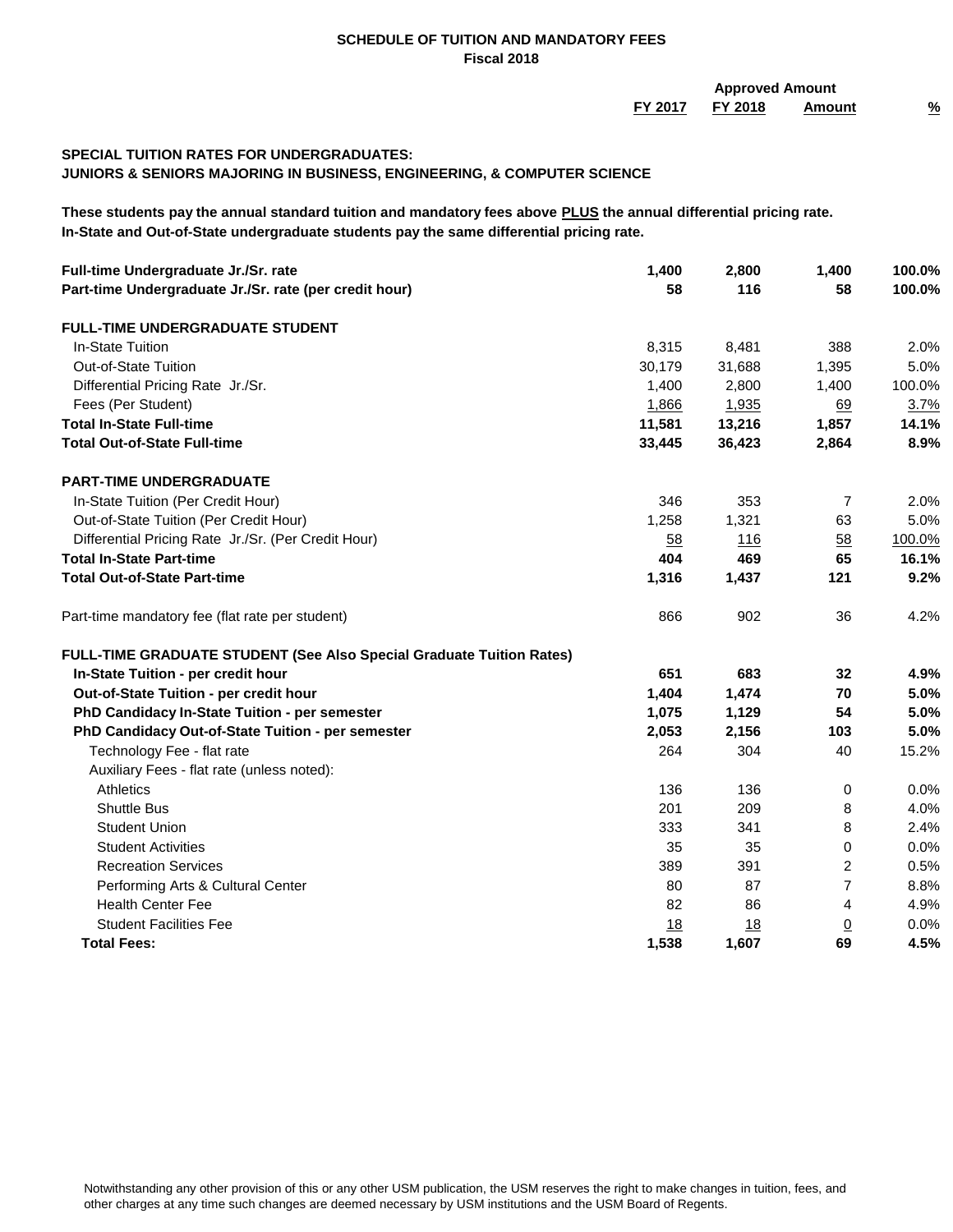## SCHEDULE OF TUITION AND MANDATORY FEES
### Fiscal 2018

| | | | Approved Amount | |
|---|---|---|---|---|
| | FY 2017 | FY 2018 | Amount | % |
| **SPECIAL TUITION RATES FOR UNDERGRADUATES:** | | | | |
| **JUNIORS & SENIORS MAJORING IN BUSINESS, ENGINEERING, & COMPUTER SCIENCE** | | | | |

**These students pay the annual standard tuition and mandatory fees above PLUS the annual differential pricing rate.**
**In-State and Out-of-State undergraduate students pay the same differential pricing rate.**

| | FY 2017 | FY 2018 | Amount | % |
|---|---|---|---|---|
| **Full-time Undergraduate Jr./Sr. rate** | **1,400** | **2,800** | **1,400** | **100.0%** |
| **Part-time Undergraduate Jr./Sr. rate (per credit hour)** | **58** | **116** | **58** | **100.0%** |
| **FULL-TIME UNDERGRADUATE STUDENT** | | | | |
| In-State Tuition | 8,315 | 8,481 | 388 | 2.0% |
| Out-of-State Tuition | 30,179 | 31,688 | 1,395 | 5.0% |
| Differential Pricing Rate Jr./Sr. | 1,400 | 2,800 | 1,400 | 100.0% |
| Fees (Per Student) | 1,866 | 1,935 | 69 | 3.7% |
| **Total In-State Full-time** | **11,581** | **13,216** | **1,857** | **14.1%** |
| **Total Out-of-State Full-time** | **33,445** | **36,423** | **2,864** | **8.9%** |
| **PART-TIME UNDERGRADUATE** | | | | |
| In-State Tuition (Per Credit Hour) | 346 | 353 | 7 | 2.0% |
| Out-of-State Tuition (Per Credit Hour) | 1,258 | 1,321 | 63 | 5.0% |
| Differential Pricing Rate Jr./Sr. (Per Credit Hour) | 58 | 116 | 58 | 100.0% |
| **Total In-State Part-time** | **404** | **469** | **65** | **16.1%** |
| **Total Out-of-State Part-time** | **1,316** | **1,437** | **121** | **9.2%** |
| Part-time mandatory fee (flat rate per student) | 866 | 902 | 36 | 4.2% |
| **FULL-TIME GRADUATE STUDENT (See Also Special Graduate Tuition Rates)** | | | | |
| **In-State Tuition - per credit hour** | **651** | **683** | **32** | **4.9%** |
| **Out-of-State Tuition - per credit hour** | **1,404** | **1,474** | **70** | **5.0%** |
| **PhD Candidacy In-State Tuition - per semester** | **1,075** | **1,129** | **54** | **5.0%** |
| **PhD Candidacy Out-of-State Tuition - per semester** | **2,053** | **2,156** | **103** | **5.0%** |
| Technology Fee - flat rate | 264 | 304 | 40 | 15.2% |
| Auxiliary Fees - flat rate (unless noted): | | | | |
| Athletics | 136 | 136 | 0 | 0.0% |
| Shuttle Bus | 201 | 209 | 8 | 4.0% |
| Student Union | 333 | 341 | 8 | 2.4% |
| Student Activities | 35 | 35 | 0 | 0.0% |
| Recreation Services | 389 | 391 | 2 | 0.5% |
| Performing Arts & Cultural Center | 80 | 87 | 7 | 8.8% |
| Health Center Fee | 82 | 86 | 4 | 4.9% |
| Student Facilities Fee | 18 | 18 | 0 | 0.0% |
| **Total Fees:** | **1,538** | **1,607** | **69** | **4.5%** |

Notwithstanding any other provision of this or any other USM publication, the USM reserves the right to make changes in tuition, fees, and other charges at any time such changes are deemed necessary by USM institutions and the USM Board of Regents.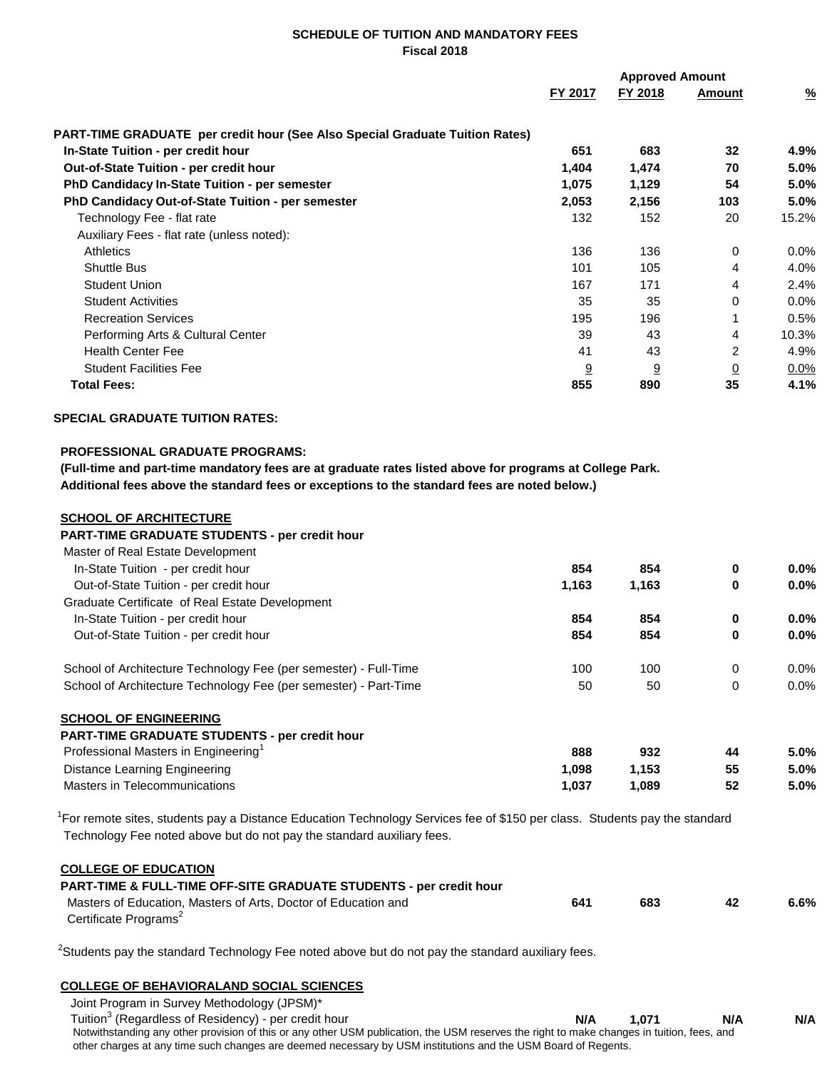**SCHEDULE OF TUITION AND MANDATORY FEES**
**Fiscal 2018**

| | FY 2017 | FY 2018 | Approved Amount | % |
|---|---|---|---|---|
| **PART-TIME GRADUATE per credit hour (See Also Special Graduate Tuition Rates)** | | | | |
| **In-State Tuition - per credit hour** | **651** | **683** | **32** | **4.9%** |
| **Out-of-State Tuition - per credit hour** | **1,404** | **1,474** | **70** | **5.0%** |
| **PhD Candidacy In-State Tuition - per semester** | **1,075** | **1,129** | **54** | **5.0%** |
| **PhD Candidacy Out-of-State Tuition - per semester** | **2,053** | **2,156** | **103** | **5.0%** |
| Technology Fee - flat rate | 132 | 152 | 20 | 15.2% |
| Auxiliary Fees - flat rate (unless noted): | | | | |
| Athletics | 136 | 136 | 0 | 0.0% |
| Shuttle Bus | 101 | 105 | 4 | 4.0% |
| Student Union | 167 | 171 | 4 | 2.4% |
| Student Activities | 35 | 35 | 0 | 0.0% |
| Recreation Services | 195 | 196 | 1 | 0.5% |
| Performing Arts & Cultural Center | 39 | 43 | 4 | 10.3% |
| Health Center Fee | 41 | 43 | 2 | 4.9% |
| Student Facilities Fee | 9 | 9 | 0 | 0.0% |
| **Total Fees:** | **855** | **890** | **35** | **4.1%** |

**SPECIAL GRADUATE TUITION RATES:**

**PROFESSIONAL GRADUATE PROGRAMS:**
**(Full-time and part-time mandatory fees are at graduate rates listed above for programs at College Park. Additional fees above the standard fees or exceptions to the standard fees are noted below.)**

| | FY 2017 | FY 2018 | Approved Amount | % |
|---|---|---|---|---|
| **SCHOOL OF ARCHITECTURE** | | | | |
| **PART-TIME GRADUATE STUDENTS - per credit hour** | | | | |
| Master of Real Estate Development | | | | |
| In-State Tuition - per credit hour | **854** | **854** | **0** | **0.0%** |
| Out-of-State Tuition - per credit hour | **1,163** | **1,163** | **0** | **0.0%** |
| Graduate Certificate of Real Estate Development | | | | |
| In-State Tuition - per credit hour | **854** | **854** | **0** | **0.0%** |
| Out-of-State Tuition - per credit hour | **854** | **854** | **0** | **0.0%** |
| School of Architecture Technology Fee (per semester) - Full-Time | 100 | 100 | 0 | 0.0% |
| School of Architecture Technology Fee (per semester) - Part-Time | 50 | 50 | 0 | 0.0% |
| **SCHOOL OF ENGINEERING** | | | | |
| **PART-TIME GRADUATE STUDENTS - per credit hour** | | | | |
| Professional Masters in Engineering[1] | **888** | **932** | **44** | **5.0%** |
| Distance Learning Engineering | **1,098** | **1,153** | **55** | **5.0%** |
| Masters in Telecommunications | **1,037** | **1,089** | **52** | **5.0%** |

[1]For remote sites, students pay a Distance Education Technology Services fee of $150 per class. Students pay the standard Technology Fee noted above but do not pay the standard auxiliary fees.

| | FY 2017 | FY 2018 | Approved Amount | % |
|---|---|---|---|---|
| **COLLEGE OF EDUCATION** | | | | |
| **PART-TIME & FULL-TIME OFF-SITE GRADUATE STUDENTS - per credit hour** | | | | |
| Masters of Education, Masters of Arts, Doctor of Education and Certificate Programs[2] | **641** | **683** | **42** | **6.6%** |

[2]Students pay the standard Technology Fee noted above but do not pay the standard auxiliary fees.

| | FY 2017 | FY 2018 | Approved Amount | % |
|---|---|---|---|---|
| **COLLEGE OF BEHAVIORALAND SOCIAL SCIENCES** | | | | |
| Joint Program in Survey Methodology (JPSM)* | | | | |
| Tuition[3] (Regardless of Residency) - per credit hour | **N/A** | **1,071** | **N/A** | **N/A** |

Notwithstanding any other provision of this or any other USM publication, the USM reserves the right to make changes in tuition, fees, and other charges at any time such changes are deemed necessary by USM institutions and the USM Board of Regents.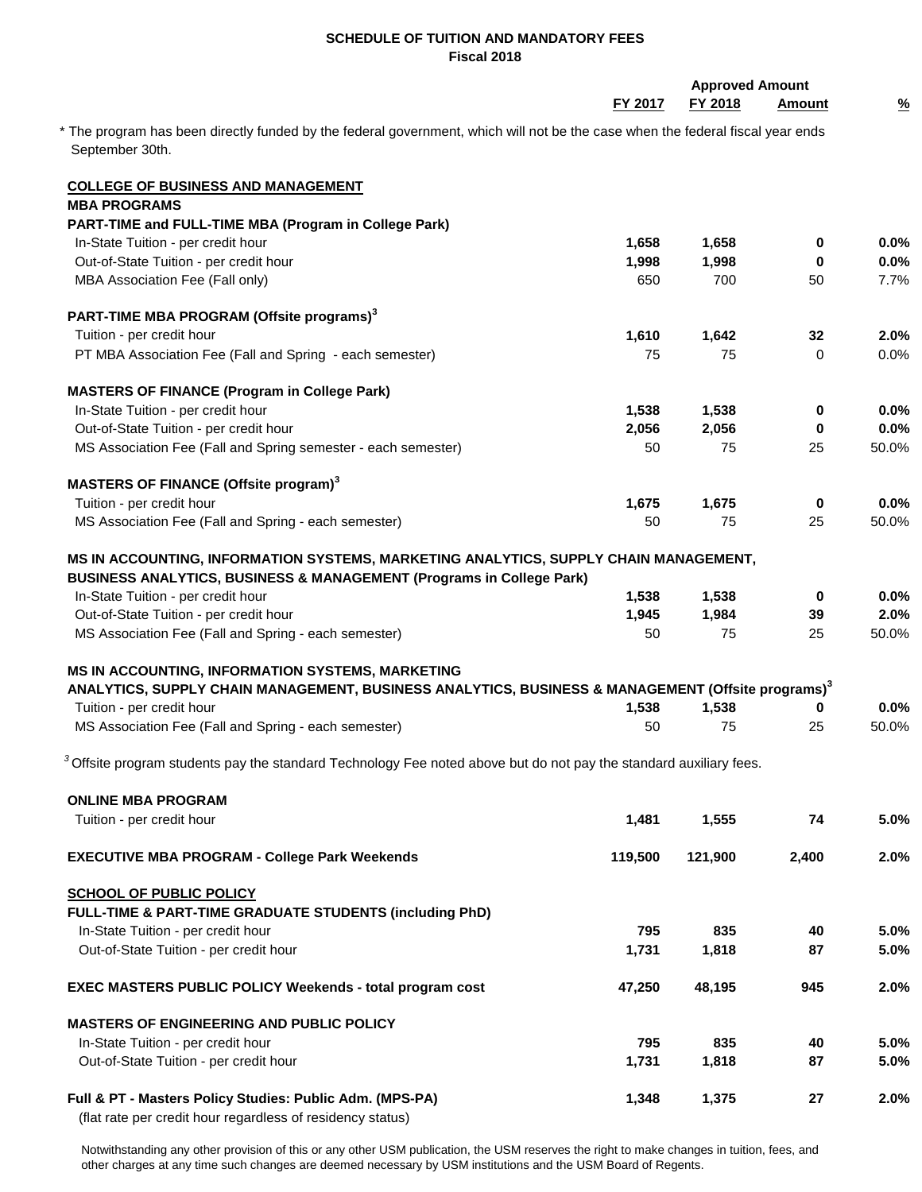**SCHEDULE OF TUITION AND MANDATORY FEES**
**Fiscal 2018**

| | FY 2017 | FY 2018 | Approved Amount | % |
|---|---|---|---|---|

* The program has been directly funded by the federal government, which will not be the case when the federal fiscal year ends September 30th.

| | FY 2017 | FY 2018 | Approved Amount | % |
|---|---|---|---|---|
| **COLLEGE OF BUSINESS AND MANAGEMENT** | | | | |
| **MBA PROGRAMS** | | | | |
| **PART-TIME and FULL-TIME MBA (Program in College Park)** | | | | |
| In-State Tuition - per credit hour | **1,658** | **1,658** | **0** | **0.0%** |
| Out-of-State Tuition - per credit hour | **1,998** | **1,998** | **0** | **0.0%** |
| MBA Association Fee (Fall only) | 650 | 700 | 50 | 7.7% |
| **PART-TIME MBA PROGRAM (Offsite programs)[3]** | | | | |
| Tuition - per credit hour | **1,610** | **1,642** | **32** | **2.0%** |
| PT MBA Association Fee (Fall and Spring - each semester) | 75 | 75 | 0 | 0.0% |
| **MASTERS OF FINANCE (Program in College Park)** | | | | |
| In-State Tuition - per credit hour | **1,538** | **1,538** | **0** | **0.0%** |
| Out-of-State Tuition - per credit hour | **2,056** | **2,056** | **0** | **0.0%** |
| MS Association Fee (Fall and Spring semester - each semester) | 50 | 75 | 25 | 50.0% |
| **MASTERS OF FINANCE (Offsite program)[3]** | | | | |
| Tuition - per credit hour | **1,675** | **1,675** | **0** | **0.0%** |
| MS Association Fee (Fall and Spring - each semester) | 50 | 75 | 25 | 50.0% |
| **MS IN ACCOUNTING, INFORMATION SYSTEMS, MARKETING ANALYTICS, SUPPLY CHAIN MANAGEMENT, BUSINESS ANALYTICS, BUSINESS & MANAGEMENT (Programs in College Park)** | | | | |
| In-State Tuition - per credit hour | **1,538** | **1,538** | **0** | **0.0%** |
| Out-of-State Tuition - per credit hour | **1,945** | **1,984** | **39** | **2.0%** |
| MS Association Fee (Fall and Spring - each semester) | 50 | 75 | 25 | 50.0% |
| **MS IN ACCOUNTING, INFORMATION SYSTEMS, MARKETING ANALYTICS, SUPPLY CHAIN MANAGEMENT, BUSINESS ANALYTICS, BUSINESS & MANAGEMENT (Offsite programs)[3]** | | | | |
| Tuition - per credit hour | **1,538** | **1,538** | **0** | **0.0%** |
| MS Association Fee (Fall and Spring - each semester) | 50 | 75 | 25 | 50.0% |

[3] Offsite program students pay the standard Technology Fee noted above but do not pay the standard auxiliary fees.

| | FY 2017 | FY 2018 | Approved Amount | % |
|---|---|---|---|---|
| **ONLINE MBA PROGRAM** | | | | |
| Tuition - per credit hour | **1,481** | **1,555** | **74** | **5.0%** |
| **EXECUTIVE MBA PROGRAM - College Park Weekends** | **119,500** | **121,900** | **2,400** | **2.0%** |
| **SCHOOL OF PUBLIC POLICY** | | | | |
| **FULL-TIME & PART-TIME GRADUATE STUDENTS (including PhD)** | | | | |
| In-State Tuition - per credit hour | **795** | **835** | **40** | **5.0%** |
| Out-of-State Tuition - per credit hour | **1,731** | **1,818** | **87** | **5.0%** |
| **EXEC MASTERS PUBLIC POLICY Weekends - total program cost** | **47,250** | **48,195** | **945** | **2.0%** |
| **MASTERS OF ENGINEERING AND PUBLIC POLICY** | | | | |
| In-State Tuition - per credit hour | **795** | **835** | **40** | **5.0%** |
| Out-of-State Tuition - per credit hour | **1,731** | **1,818** | **87** | **5.0%** |
| **Full & PT - Masters Policy Studies: Public Adm. (MPS-PA)** (flat rate per credit hour regardless of residency status) | **1,348** | **1,375** | **27** | **2.0%** |

Notwithstanding any other provision of this or any other USM publication, the USM reserves the right to make changes in tuition, fees, and other charges at any time such changes are deemed necessary by USM institutions and the USM Board of Regents.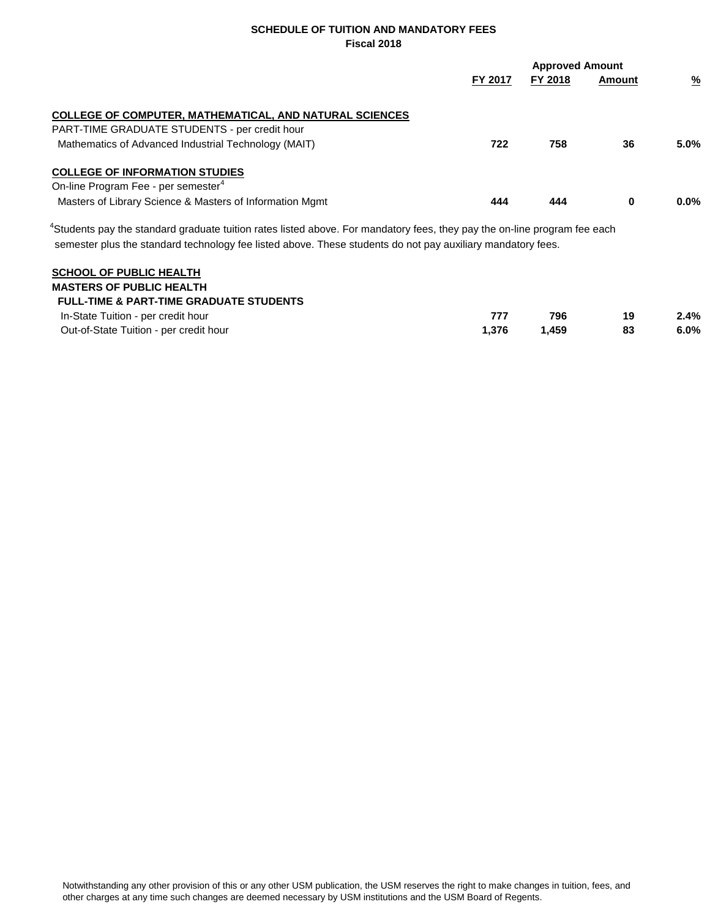## SCHEDULE OF TUITION AND MANDATORY FEES
### Fiscal 2018

| | FY 2017 | FY 2018 | Approved Amount | % |
|---|---|---|---|---|
| **COLLEGE OF COMPUTER, MATHEMATICAL, AND NATURAL SCIENCES** | | | | |
| PART-TIME GRADUATE STUDENTS - per credit hour | | | | |
| Mathematics of Advanced Industrial Technology (MAIT) | **722** | **758** | **36** | **5.0%** |
| **COLLEGE OF INFORMATION STUDIES** | | | | |
| On-line Program Fee - per semester[4] | | | | |
| Masters of Library Science & Masters of Information Mgmt | **444** | **444** | **0** | **0.0%** |

[4]Students pay the standard graduate tuition rates listed above. For mandatory fees, they pay the on-line program fee each semester plus the standard technology fee listed above. These students do not pay auxiliary mandatory fees.

| | FY 2017 | FY 2018 | Approved Amount | % |
|---|---|---|---|---|
| **SCHOOL OF PUBLIC HEALTH** | | | | |
| **MASTERS OF PUBLIC HEALTH** | | | | |
| **FULL-TIME & PART-TIME GRADUATE STUDENTS** | | | | |
| In-State Tuition - per credit hour | **777** | **796** | **19** | **2.4%** |
| Out-of-State Tuition - per credit hour | **1,376** | **1,459** | **83** | **6.0%** |

Notwithstanding any other provision of this or any other USM publication, the USM reserves the right to make changes in tuition, fees, and other charges at any time such changes are deemed necessary by USM institutions and the USM Board of Regents.